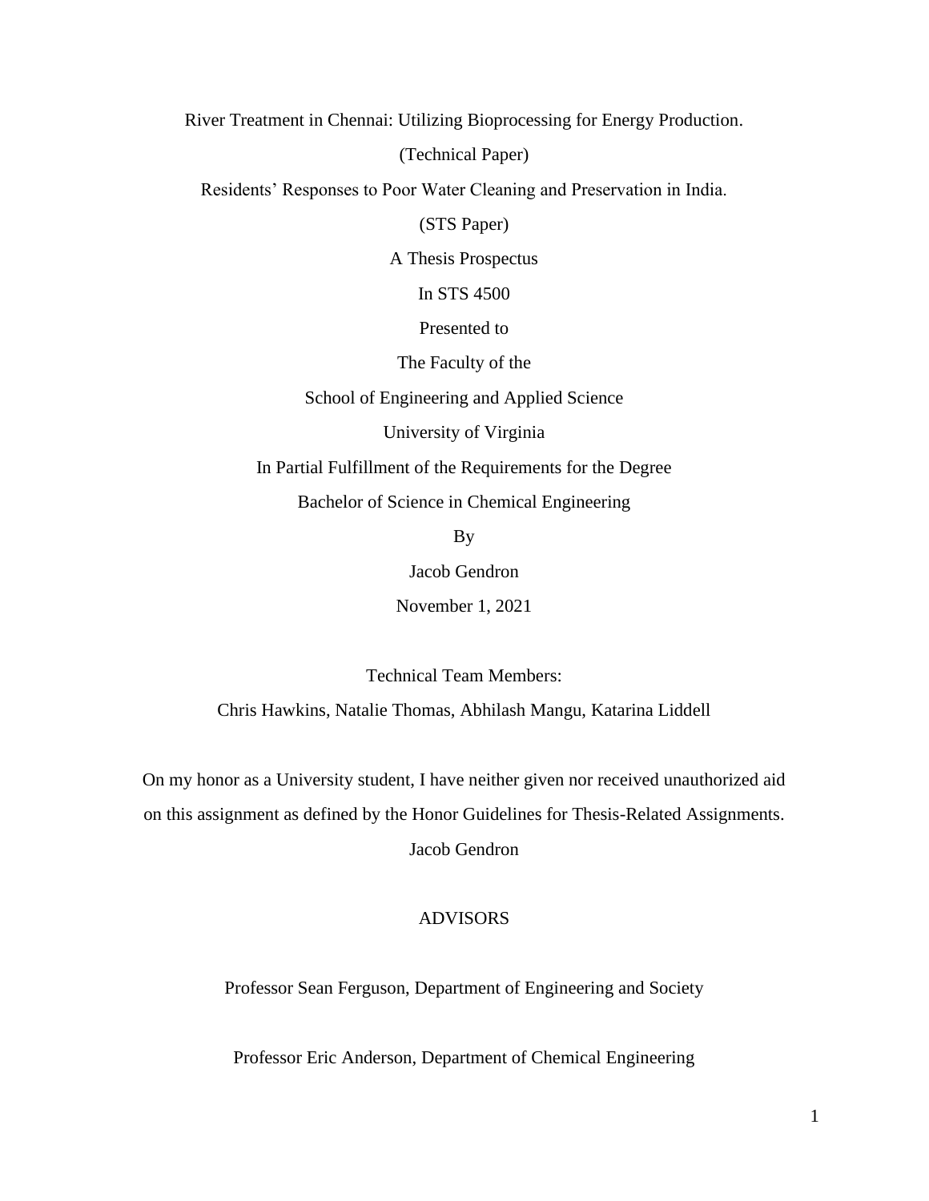River Treatment in Chennai: Utilizing Bioprocessing for Energy Production.

(Technical Paper)

Residents' Responses to Poor Water Cleaning and Preservation in India.

(STS Paper)

A Thesis Prospectus

In STS 4500

Presented to

The Faculty of the

School of Engineering and Applied Science

University of Virginia

In Partial Fulfillment of the Requirements for the Degree

Bachelor of Science in Chemical Engineering

By

Jacob Gendron

November 1, 2021

Technical Team Members:

Chris Hawkins, Natalie Thomas, Abhilash Mangu, Katarina Liddell

On my honor as a University student, I have neither given nor received unauthorized aid on this assignment as defined by the Honor Guidelines for Thesis-Related Assignments.

Jacob Gendron

ADVISORS

Professor Sean Ferguson, Department of Engineering and Society

Professor Eric Anderson, Department of Chemical Engineering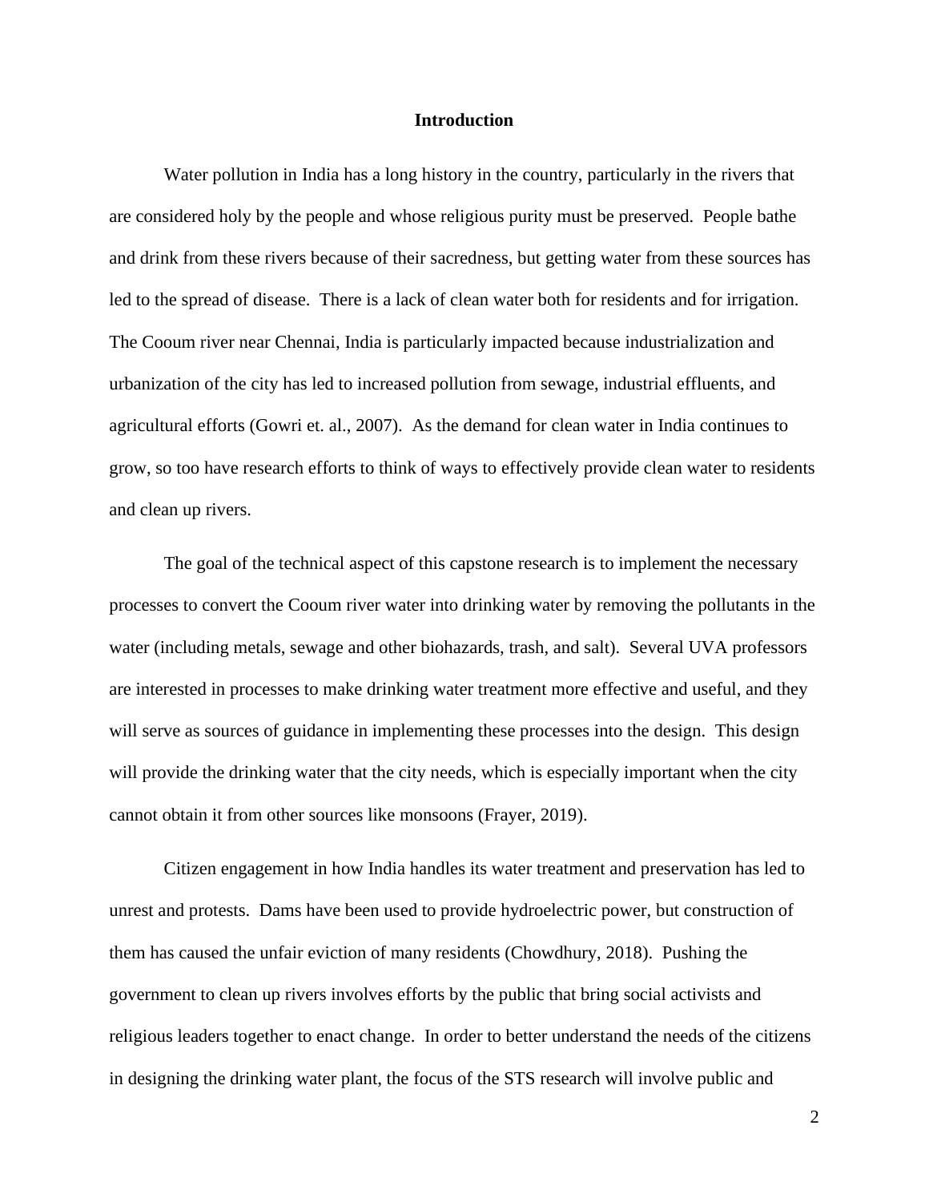# Introduction

Water pollution in India has a long history in the country, particularly in the rivers that are considered holy by the people and whose religious purity must be preserved. People bathe and drink from these rivers because of their sacredness, but getting water from these sources has led to the spread of disease. There is a lack of clean water both for residents and for irrigation. The Cooum river near Chennai, India is particularly impacted because industrialization and urbanization of the city has led to increased pollution from sewage, industrial effluents, and agricultural efforts (Gowri et. al., 2007). As the demand for clean water in India continues to grow, so too have research efforts to think of ways to effectively provide clean water to residents and clean up rivers.

The goal of the technical aspect of this capstone research is to implement the necessary processes to convert the Cooum river water into drinking water by removing the pollutants in the water (including metals, sewage and other biohazards, trash, and salt). Several UVA professors are interested in processes to make drinking water treatment more effective and useful, and they will serve as sources of guidance in implementing these processes into the design. This design will provide the drinking water that the city needs, which is especially important when the city cannot obtain it from other sources like monsoons (Frayer, 2019).

Citizen engagement in how India handles its water treatment and preservation has led to unrest and protests. Dams have been used to provide hydroelectric power, but construction of them has caused the unfair eviction of many residents (Chowdhury, 2018). Pushing the government to clean up rivers involves efforts by the public that bring social activists and religious leaders together to enact change. In order to better understand the needs of the citizens in designing the drinking water plant, the focus of the STS research will involve public and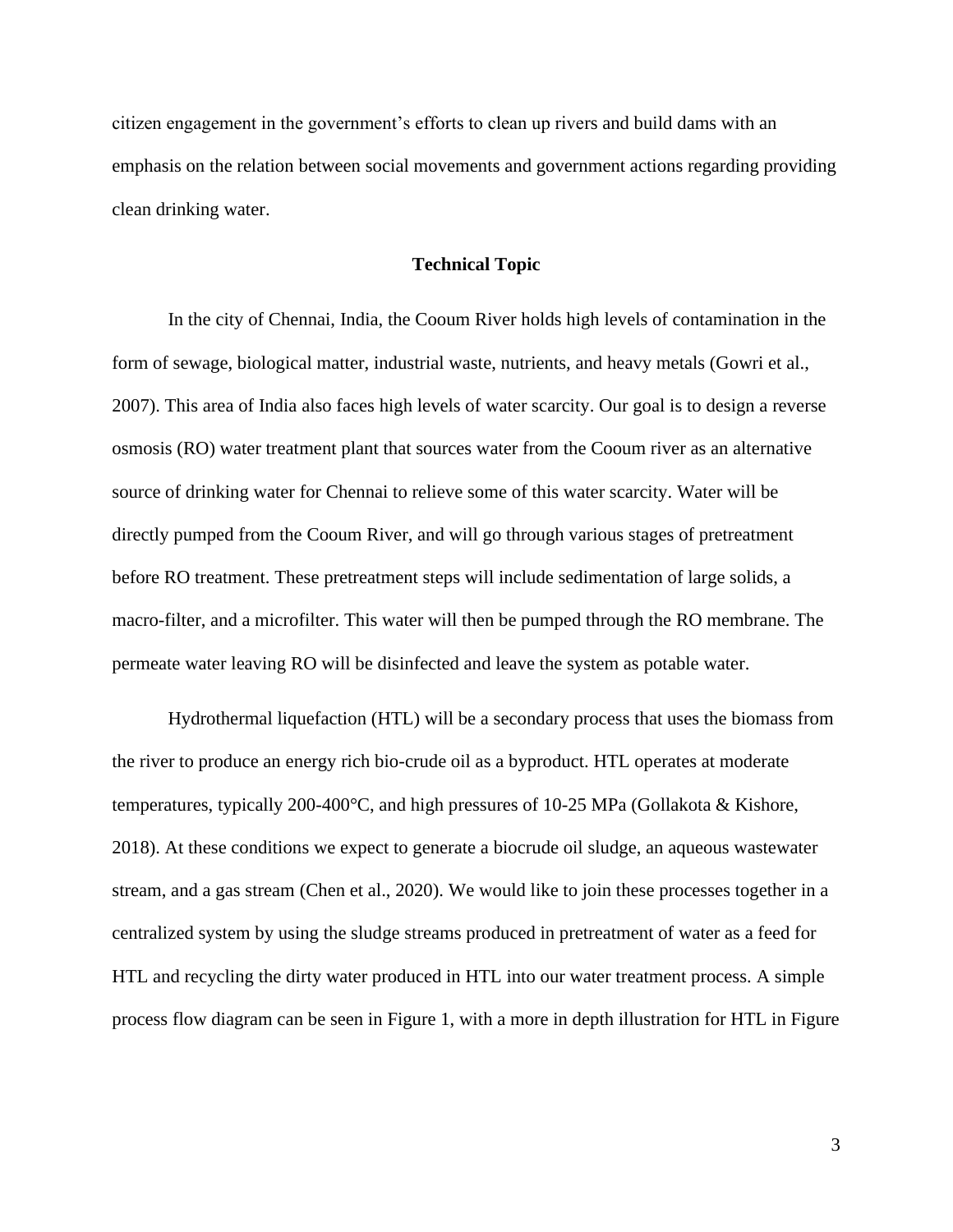citizen engagement in the government's efforts to clean up rivers and build dams with an emphasis on the relation between social movements and government actions regarding providing clean drinking water.

## Technical Topic

In the city of Chennai, India, the Cooum River holds high levels of contamination in the form of sewage, biological matter, industrial waste, nutrients, and heavy metals (Gowri et al., 2007). This area of India also faces high levels of water scarcity. Our goal is to design a reverse osmosis (RO) water treatment plant that sources water from the Cooum river as an alternative source of drinking water for Chennai to relieve some of this water scarcity. Water will be directly pumped from the Cooum River, and will go through various stages of pretreatment before RO treatment. These pretreatment steps will include sedimentation of large solids, a macro-filter, and a microfilter. This water will then be pumped through the RO membrane. The permeate water leaving RO will be disinfected and leave the system as potable water.

Hydrothermal liquefaction (HTL) will be a secondary process that uses the biomass from the river to produce an energy rich bio-crude oil as a byproduct. HTL operates at moderate temperatures, typically 200-400°C, and high pressures of 10-25 MPa (Gollakota & Kishore, 2018). At these conditions we expect to generate a biocrude oil sludge, an aqueous wastewater stream, and a gas stream (Chen et al., 2020). We would like to join these processes together in a centralized system by using the sludge streams produced in pretreatment of water as a feed for HTL and recycling the dirty water produced in HTL into our water treatment process. A simple process flow diagram can be seen in Figure 1, with a more in depth illustration for HTL in Figure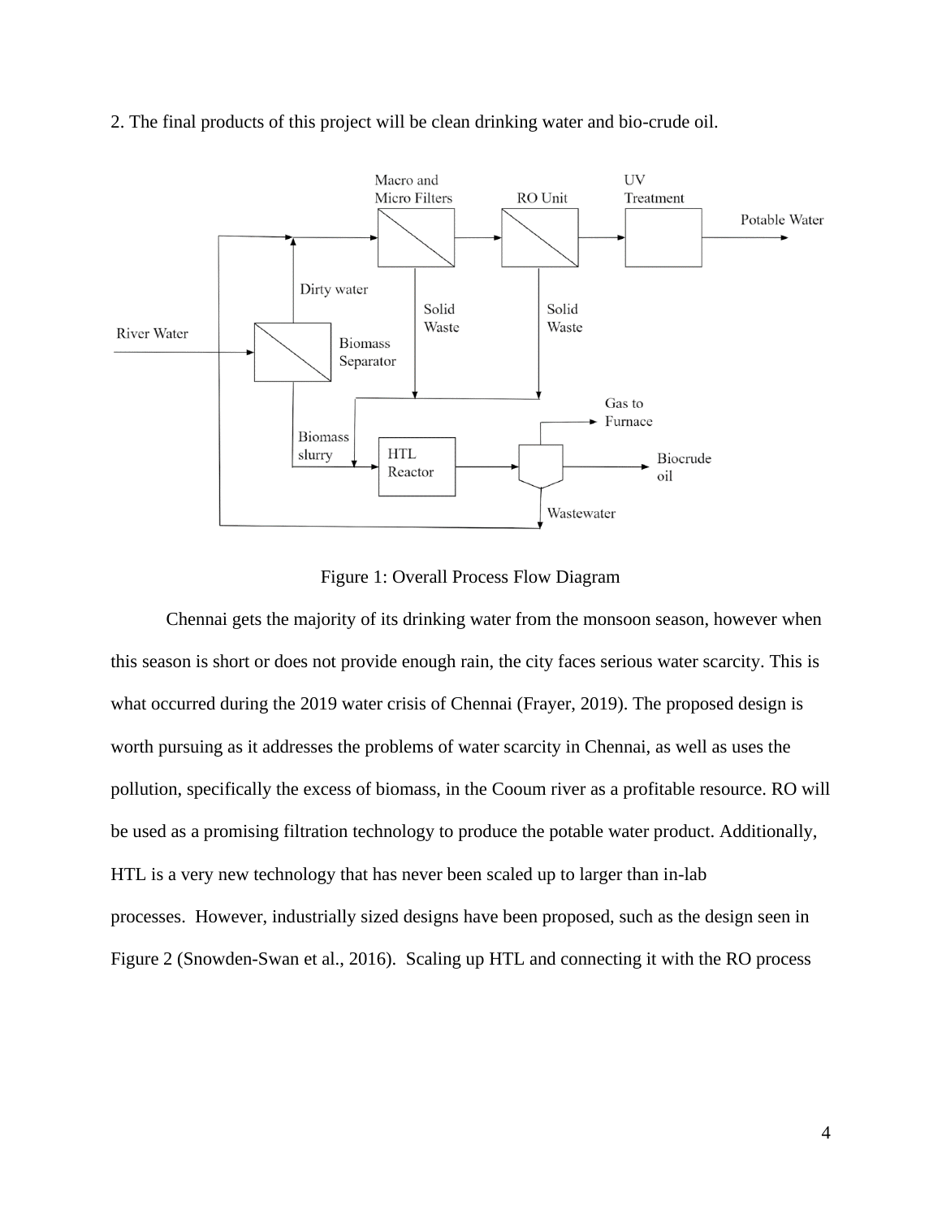2. The final products of this project will be clean drinking water and bio-crude oil.

Figure 1: Overall Process Flow Diagram

Chennai gets the majority of its drinking water from the monsoon season, however when this season is short or does not provide enough rain, the city faces serious water scarcity. This is what occurred during the 2019 water crisis of Chennai (Frayer, 2019). The proposed design is worth pursuing as it addresses the problems of water scarcity in Chennai, as well as uses the pollution, specifically the excess of biomass, in the Cooum river as a profitable resource. RO will be used as a promising filtration technology to produce the potable water product. Additionally, HTL is a very new technology that has never been scaled up to larger than in-lab processes. However, industrially sized designs have been proposed, such as the design seen in Figure 2 (Snowden-Swan et al., 2016). Scaling up HTL and connecting it with the RO process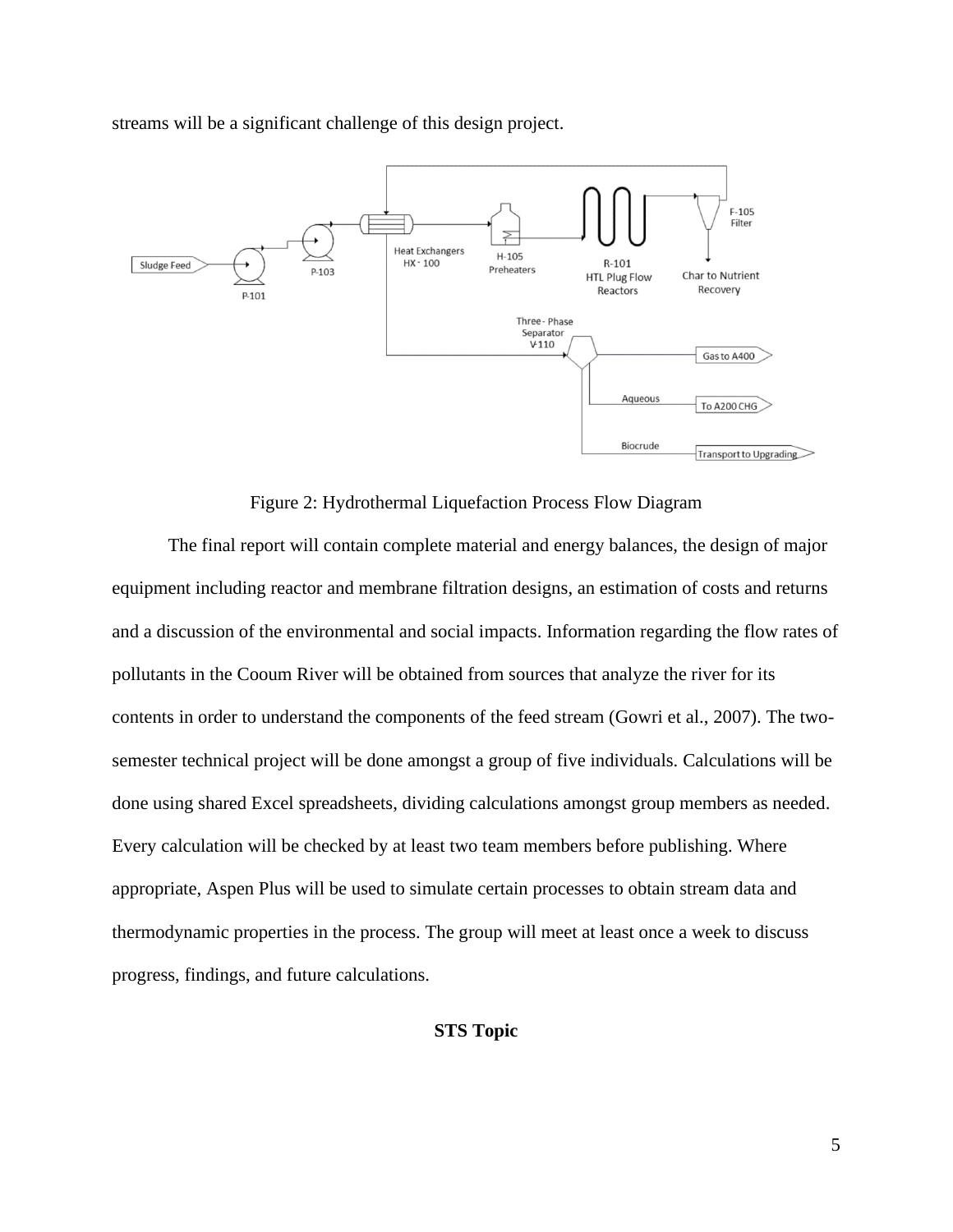streams will be a significant challenge of this design project.

Figure 2: Hydrothermal Liquefaction Process Flow Diagram

The final report will contain complete material and energy balances, the design of major equipment including reactor and membrane filtration designs, an estimation of costs and returns and a discussion of the environmental and social impacts. Information regarding the flow rates of pollutants in the Cooum River will be obtained from sources that analyze the river for its contents in order to understand the components of the feed stream (Gowri et al., 2007). The two-semester technical project will be done amongst a group of five individuals. Calculations will be done using shared Excel spreadsheets, dividing calculations amongst group members as needed. Every calculation will be checked by at least two team members before publishing. Where appropriate, Aspen Plus will be used to simulate certain processes to obtain stream data and thermodynamic properties in the process. The group will meet at least once a week to discuss progress, findings, and future calculations.

## STS Topic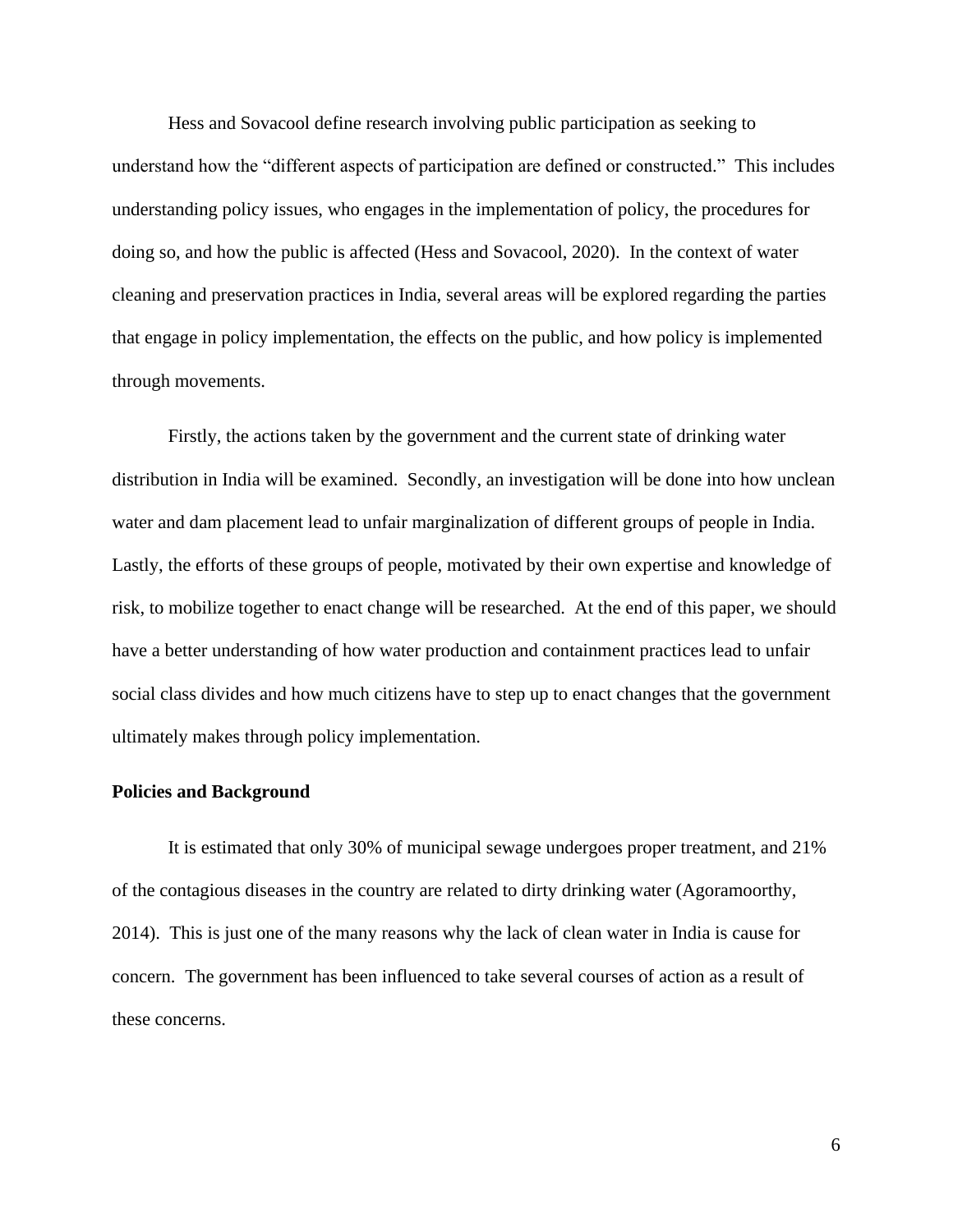Hess and Sovacool define research involving public participation as seeking to understand how the "different aspects of participation are defined or constructed." This includes understanding policy issues, who engages in the implementation of policy, the procedures for doing so, and how the public is affected (Hess and Sovacool, 2020). In the context of water cleaning and preservation practices in India, several areas will be explored regarding the parties that engage in policy implementation, the effects on the public, and how policy is implemented through movements.

Firstly, the actions taken by the government and the current state of drinking water distribution in India will be examined. Secondly, an investigation will be done into how unclean water and dam placement lead to unfair marginalization of different groups of people in India. Lastly, the efforts of these groups of people, motivated by their own expertise and knowledge of risk, to mobilize together to enact change will be researched. At the end of this paper, we should have a better understanding of how water production and containment practices lead to unfair social class divides and how much citizens have to step up to enact changes that the government ultimately makes through policy implementation.

**Policies and Background**

It is estimated that only 30% of municipal sewage undergoes proper treatment, and 21% of the contagious diseases in the country are related to dirty drinking water (Agoramoorthy, 2014). This is just one of the many reasons why the lack of clean water in India is cause for concern. The government has been influenced to take several courses of action as a result of these concerns.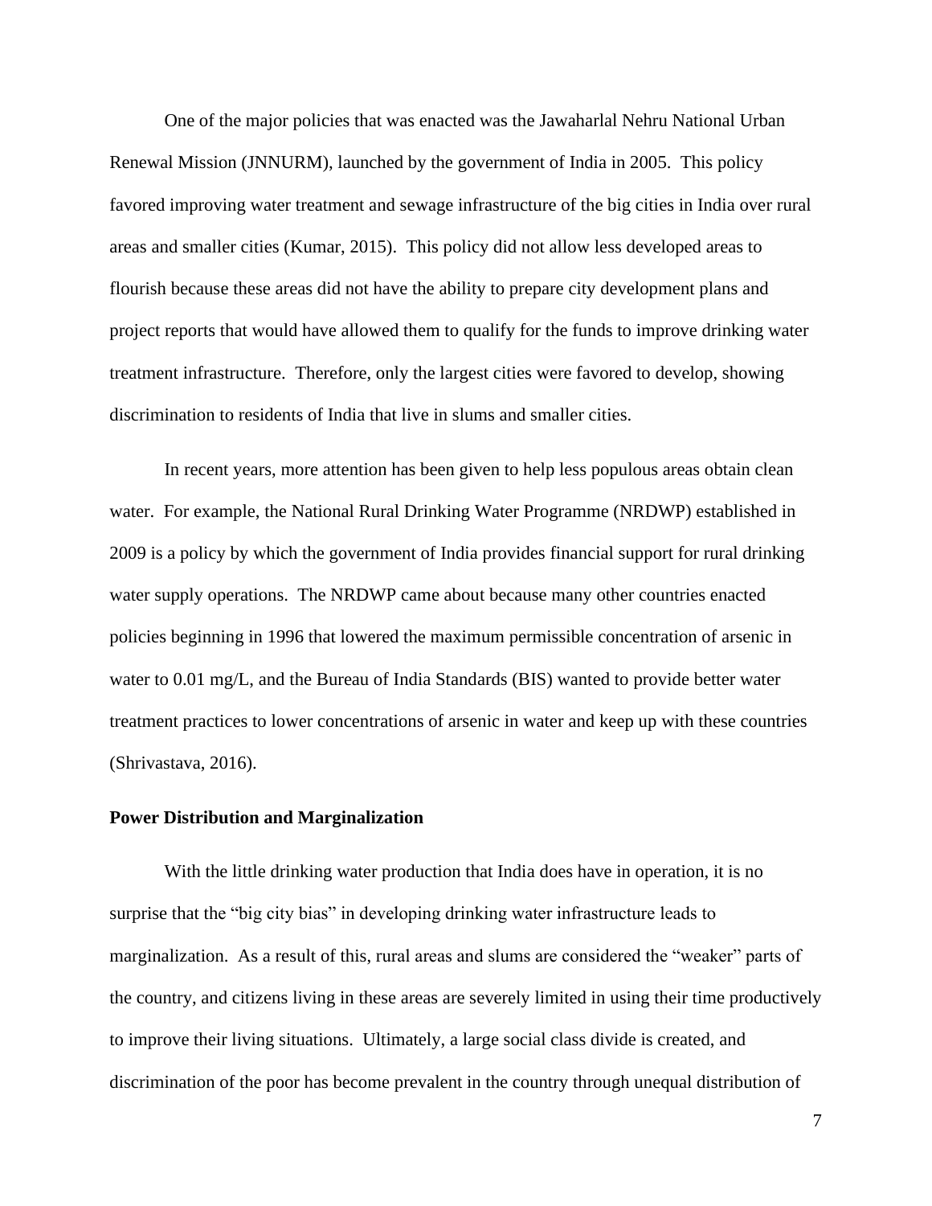One of the major policies that was enacted was the Jawaharlal Nehru National Urban Renewal Mission (JNNURM), launched by the government of India in 2005. This policy favored improving water treatment and sewage infrastructure of the big cities in India over rural areas and smaller cities (Kumar, 2015). This policy did not allow less developed areas to flourish because these areas did not have the ability to prepare city development plans and project reports that would have allowed them to qualify for the funds to improve drinking water treatment infrastructure. Therefore, only the largest cities were favored to develop, showing discrimination to residents of India that live in slums and smaller cities.

In recent years, more attention has been given to help less populous areas obtain clean water. For example, the National Rural Drinking Water Programme (NRDWP) established in 2009 is a policy by which the government of India provides financial support for rural drinking water supply operations. The NRDWP came about because many other countries enacted policies beginning in 1996 that lowered the maximum permissible concentration of arsenic in water to 0.01 mg/L, and the Bureau of India Standards (BIS) wanted to provide better water treatment practices to lower concentrations of arsenic in water and keep up with these countries (Shrivastava, 2016).

**Power Distribution and Marginalization**

With the little drinking water production that India does have in operation, it is no surprise that the "big city bias" in developing drinking water infrastructure leads to marginalization. As a result of this, rural areas and slums are considered the "weaker" parts of the country, and citizens living in these areas are severely limited in using their time productively to improve their living situations. Ultimately, a large social class divide is created, and discrimination of the poor has become prevalent in the country through unequal distribution of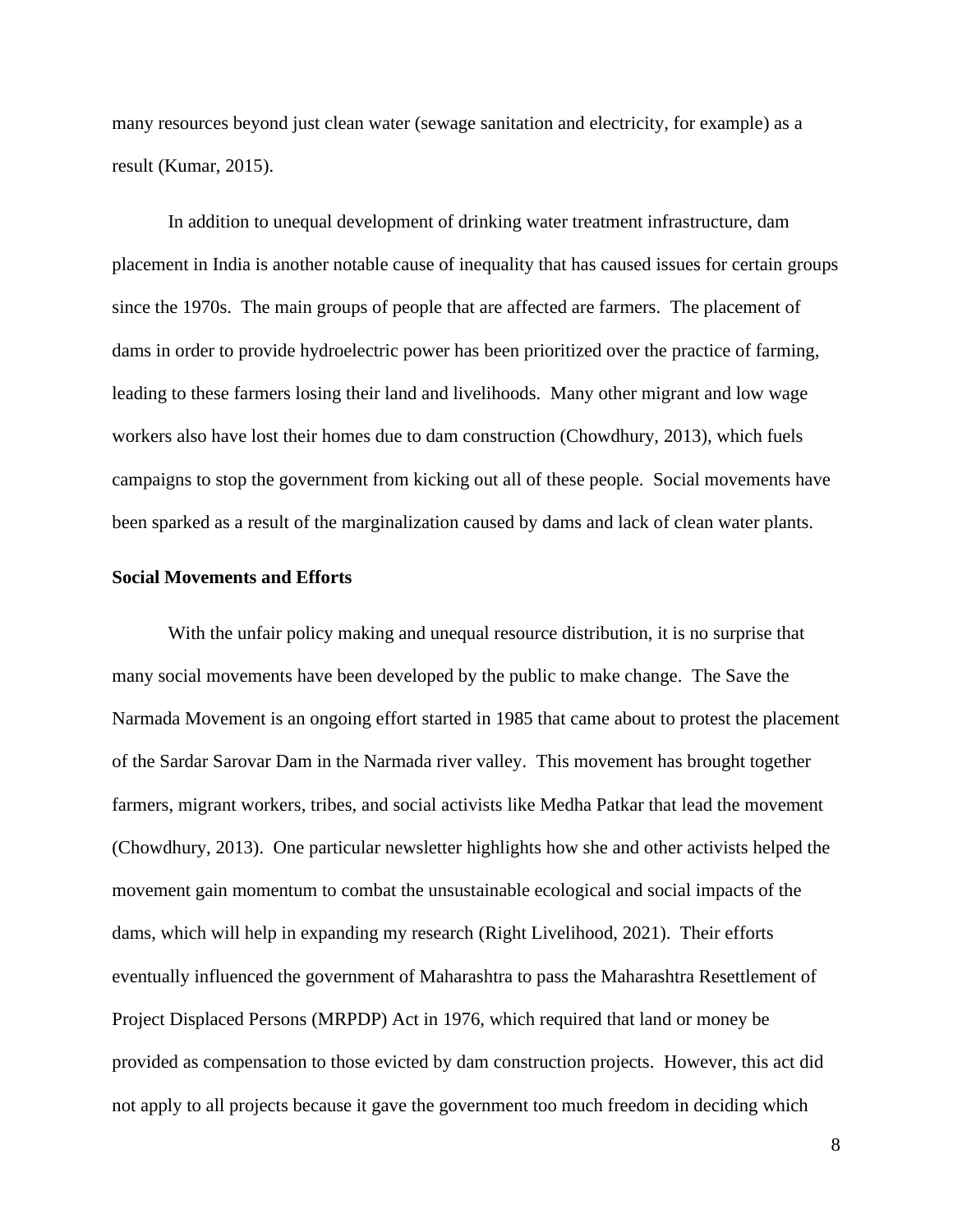many resources beyond just clean water (sewage sanitation and electricity, for example) as a result (Kumar, 2015).

In addition to unequal development of drinking water treatment infrastructure, dam placement in India is another notable cause of inequality that has caused issues for certain groups since the 1970s. The main groups of people that are affected are farmers. The placement of dams in order to provide hydroelectric power has been prioritized over the practice of farming, leading to these farmers losing their land and livelihoods. Many other migrant and low wage workers also have lost their homes due to dam construction (Chowdhury, 2013), which fuels campaigns to stop the government from kicking out all of these people. Social movements have been sparked as a result of the marginalization caused by dams and lack of clean water plants.

**Social Movements and Efforts**

With the unfair policy making and unequal resource distribution, it is no surprise that many social movements have been developed by the public to make change. The Save the Narmada Movement is an ongoing effort started in 1985 that came about to protest the placement of the Sardar Sarovar Dam in the Narmada river valley. This movement has brought together farmers, migrant workers, tribes, and social activists like Medha Patkar that lead the movement (Chowdhury, 2013). One particular newsletter highlights how she and other activists helped the movement gain momentum to combat the unsustainable ecological and social impacts of the dams, which will help in expanding my research (Right Livelihood, 2021). Their efforts eventually influenced the government of Maharashtra to pass the Maharashtra Resettlement of Project Displaced Persons (MRPDP) Act in 1976, which required that land or money be provided as compensation to those evicted by dam construction projects. However, this act did not apply to all projects because it gave the government too much freedom in deciding which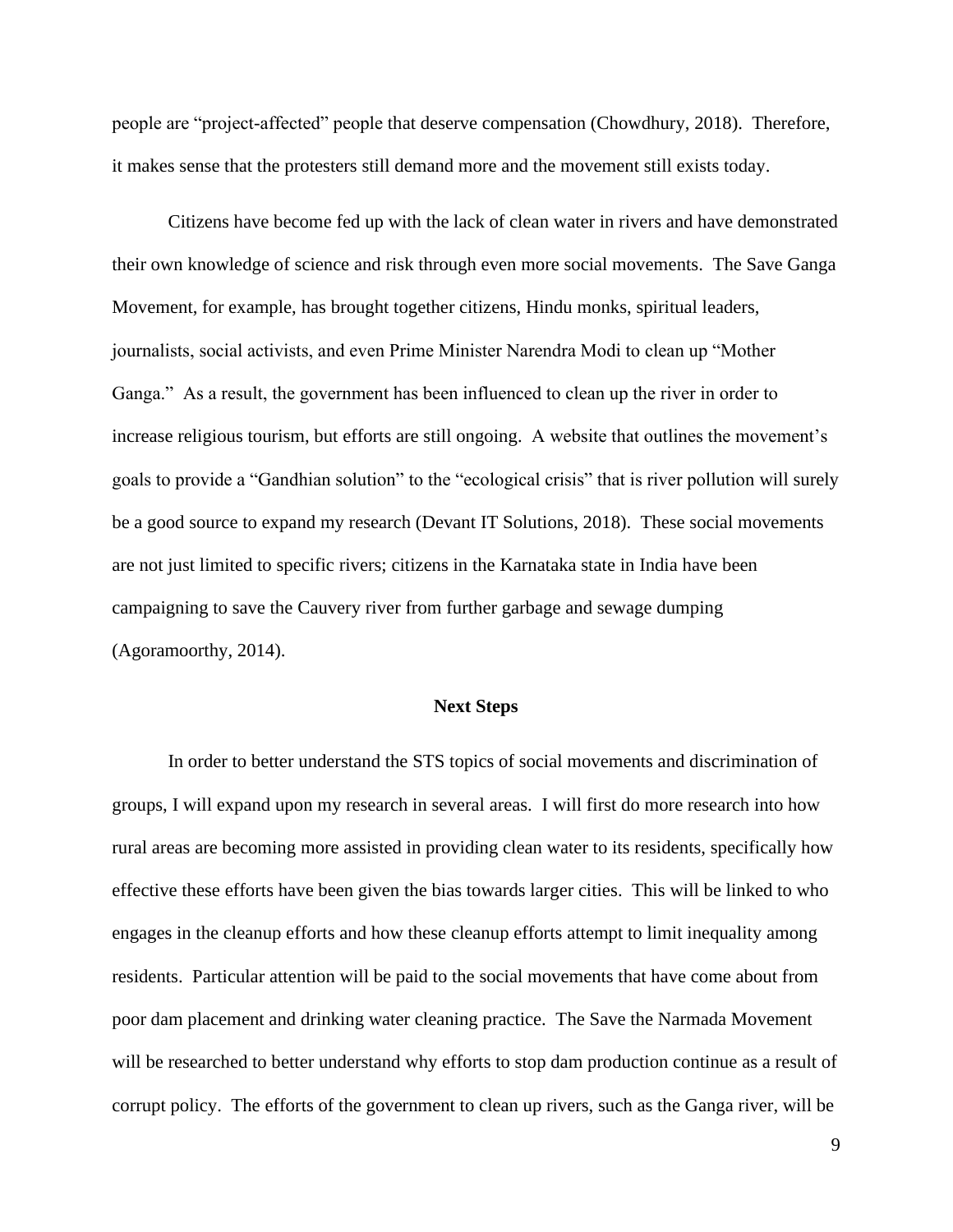people are "project-affected" people that deserve compensation (Chowdhury, 2018). Therefore, it makes sense that the protesters still demand more and the movement still exists today.

Citizens have become fed up with the lack of clean water in rivers and have demonstrated their own knowledge of science and risk through even more social movements. The Save Ganga Movement, for example, has brought together citizens, Hindu monks, spiritual leaders, journalists, social activists, and even Prime Minister Narendra Modi to clean up "Mother Ganga." As a result, the government has been influenced to clean up the river in order to increase religious tourism, but efforts are still ongoing. A website that outlines the movement's goals to provide a "Gandhian solution" to the "ecological crisis" that is river pollution will surely be a good source to expand my research (Devant IT Solutions, 2018). These social movements are not just limited to specific rivers; citizens in the Karnataka state in India have been campaigning to save the Cauvery river from further garbage and sewage dumping (Agoramoorthy, 2014).

## Next Steps

In order to better understand the STS topics of social movements and discrimination of groups, I will expand upon my research in several areas. I will first do more research into how rural areas are becoming more assisted in providing clean water to its residents, specifically how effective these efforts have been given the bias towards larger cities. This will be linked to who engages in the cleanup efforts and how these cleanup efforts attempt to limit inequality among residents. Particular attention will be paid to the social movements that have come about from poor dam placement and drinking water cleaning practice. The Save the Narmada Movement will be researched to better understand why efforts to stop dam production continue as a result of corrupt policy. The efforts of the government to clean up rivers, such as the Ganga river, will be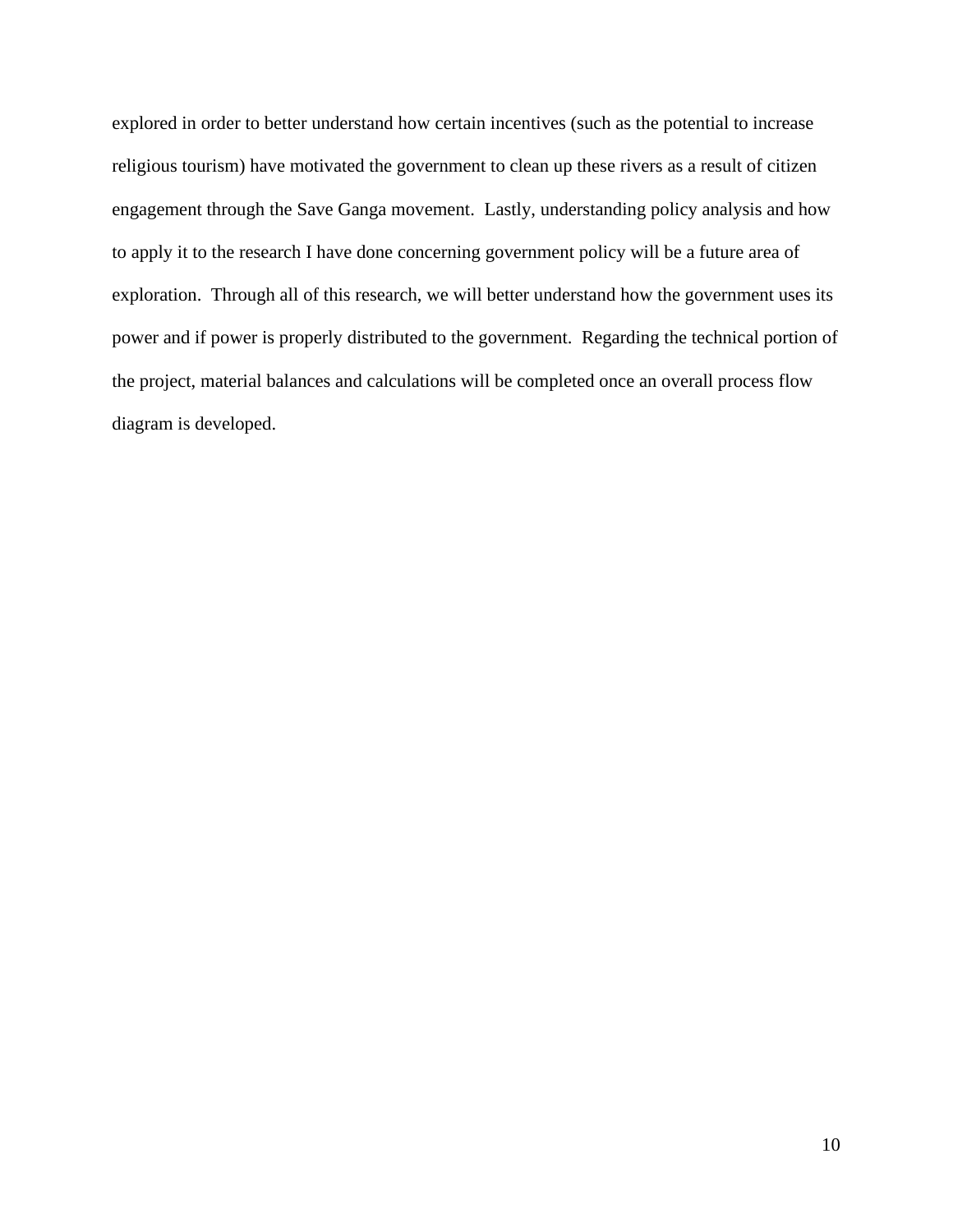explored in order to better understand how certain incentives (such as the potential to increase religious tourism) have motivated the government to clean up these rivers as a result of citizen engagement through the Save Ganga movement.  Lastly, understanding policy analysis and how to apply it to the research I have done concerning government policy will be a future area of exploration.  Through all of this research, we will better understand how the government uses its power and if power is properly distributed to the government.  Regarding the technical portion of the project, material balances and calculations will be completed once an overall process flow diagram is developed.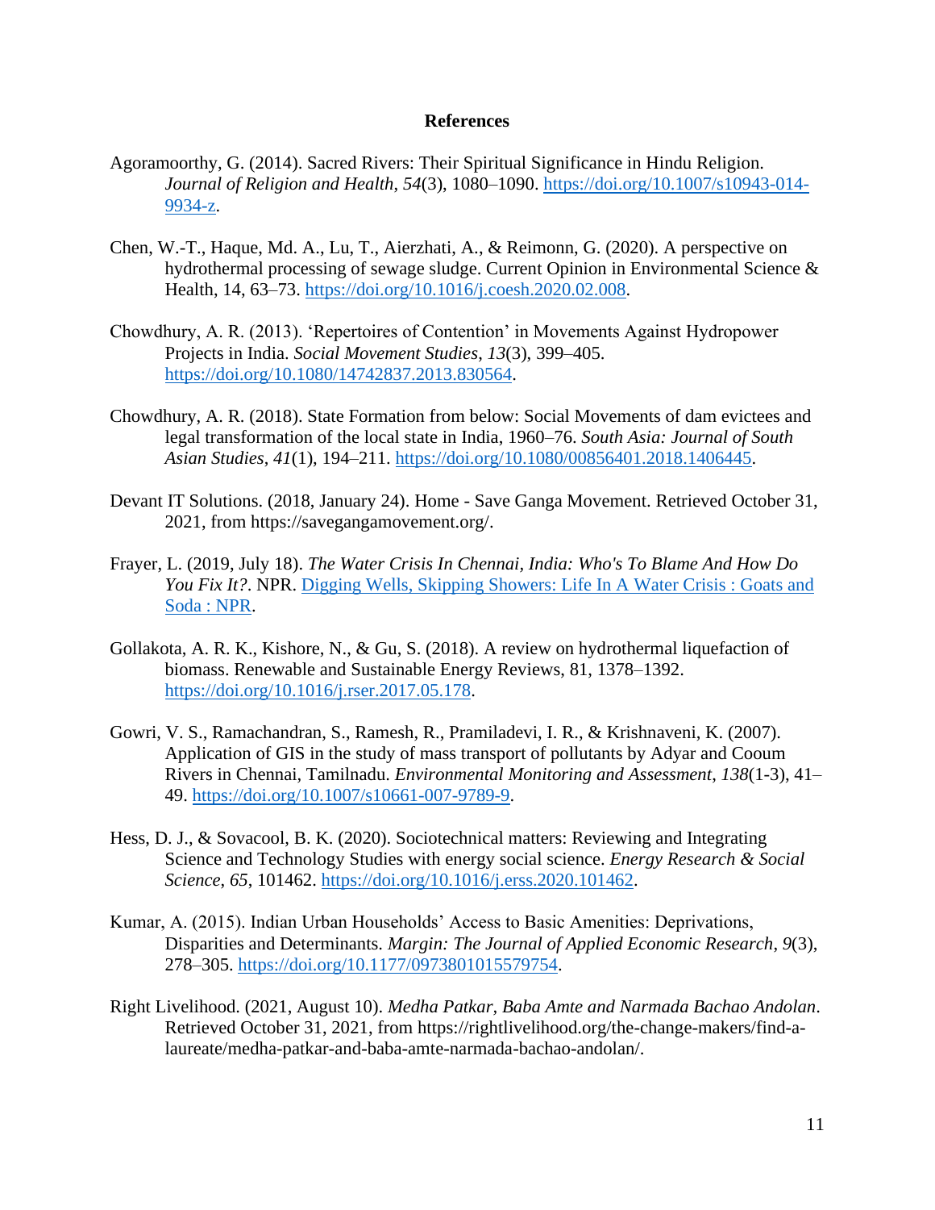# References

Agoramoorthy, G. (2014). Sacred Rivers: Their Spiritual Significance in Hindu Religion. *Journal of Religion and Health*, *54*(3), 1080–1090. https://doi.org/10.1007/s10943-014-9934-z.

Chen, W.-T., Haque, Md. A., Lu, T., Aierzhati, A., & Reimonn, G. (2020). A perspective on hydrothermal processing of sewage sludge. Current Opinion in Environmental Science & Health, 14, 63–73. https://doi.org/10.1016/j.coesh.2020.02.008.

Chowdhury, A. R. (2013). 'Repertoires of Contention' in Movements Against Hydropower Projects in India. *Social Movement Studies*, *13*(3), 399–405. https://doi.org/10.1080/14742837.2013.830564.

Chowdhury, A. R. (2018). State Formation from below: Social Movements of dam evictees and legal transformation of the local state in India, 1960–76. *South Asia: Journal of South Asian Studies*, *41*(1), 194–211. https://doi.org/10.1080/00856401.2018.1406445.

Devant IT Solutions. (2018, January 24). Home - Save Ganga Movement. Retrieved October 31, 2021, from https://savegangamovement.org/.

Frayer, L. (2019, July 18). *The Water Crisis In Chennai, India: Who's To Blame And How Do You Fix It?*. NPR. Digging Wells, Skipping Showers: Life In A Water Crisis : Goats and Soda : NPR.

Gollakota, A. R. K., Kishore, N., & Gu, S. (2018). A review on hydrothermal liquefaction of biomass. Renewable and Sustainable Energy Reviews, 81, 1378–1392. https://doi.org/10.1016/j.rser.2017.05.178.

Gowri, V. S., Ramachandran, S., Ramesh, R., Pramiladevi, I. R., & Krishnaveni, K. (2007). Application of GIS in the study of mass transport of pollutants by Adyar and Cooum Rivers in Chennai, Tamilnadu. *Environmental Monitoring and Assessment*, *138*(1-3), 41–49. https://doi.org/10.1007/s10661-007-9789-9.

Hess, D. J., & Sovacool, B. K. (2020). Sociotechnical matters: Reviewing and Integrating Science and Technology Studies with energy social science. *Energy Research & Social Science*, *65*, 101462. https://doi.org/10.1016/j.erss.2020.101462.

Kumar, A. (2015). Indian Urban Households' Access to Basic Amenities: Deprivations, Disparities and Determinants. *Margin: The Journal of Applied Economic Research*, *9*(3), 278–305. https://doi.org/10.1177/0973801015579754.

Right Livelihood. (2021, August 10). *Medha Patkar, Baba Amte and Narmada Bachao Andolan*. Retrieved October 31, 2021, from https://rightlivelihood.org/the-change-makers/find-a-laureate/medha-patkar-and-baba-amte-narmada-bachao-andolan/.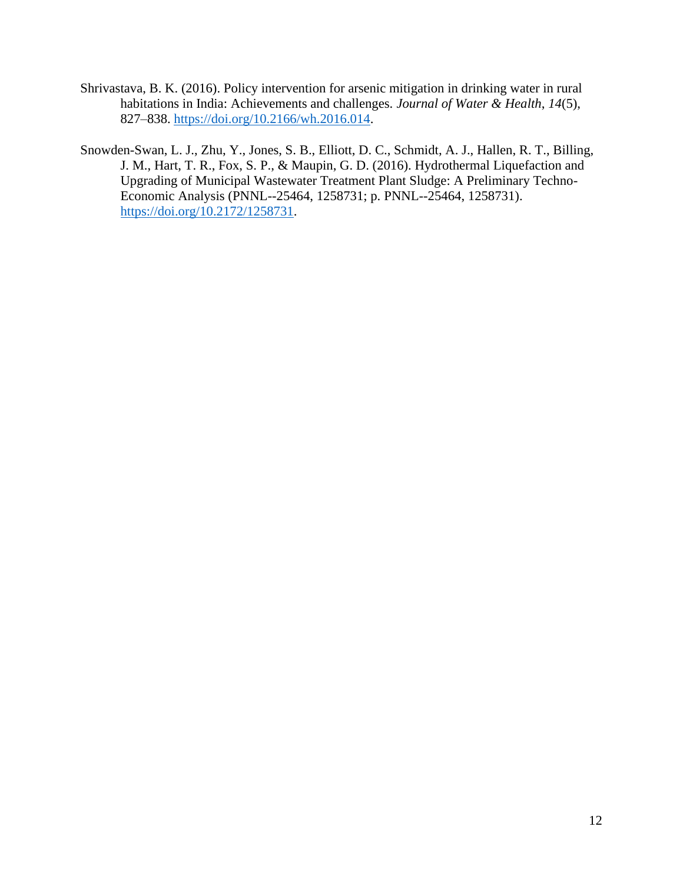Shrivastava, B. K. (2016). Policy intervention for arsenic mitigation in drinking water in rural habitations in India: Achievements and challenges. *Journal of Water & Health*, *14*(5), 827–838. https://doi.org/10.2166/wh.2016.014.

Snowden-Swan, L. J., Zhu, Y., Jones, S. B., Elliott, D. C., Schmidt, A. J., Hallen, R. T., Billing, J. M., Hart, T. R., Fox, S. P., & Maupin, G. D. (2016). Hydrothermal Liquefaction and Upgrading of Municipal Wastewater Treatment Plant Sludge: A Preliminary Techno-Economic Analysis (PNNL--25464, 1258731; p. PNNL--25464, 1258731). https://doi.org/10.2172/1258731.